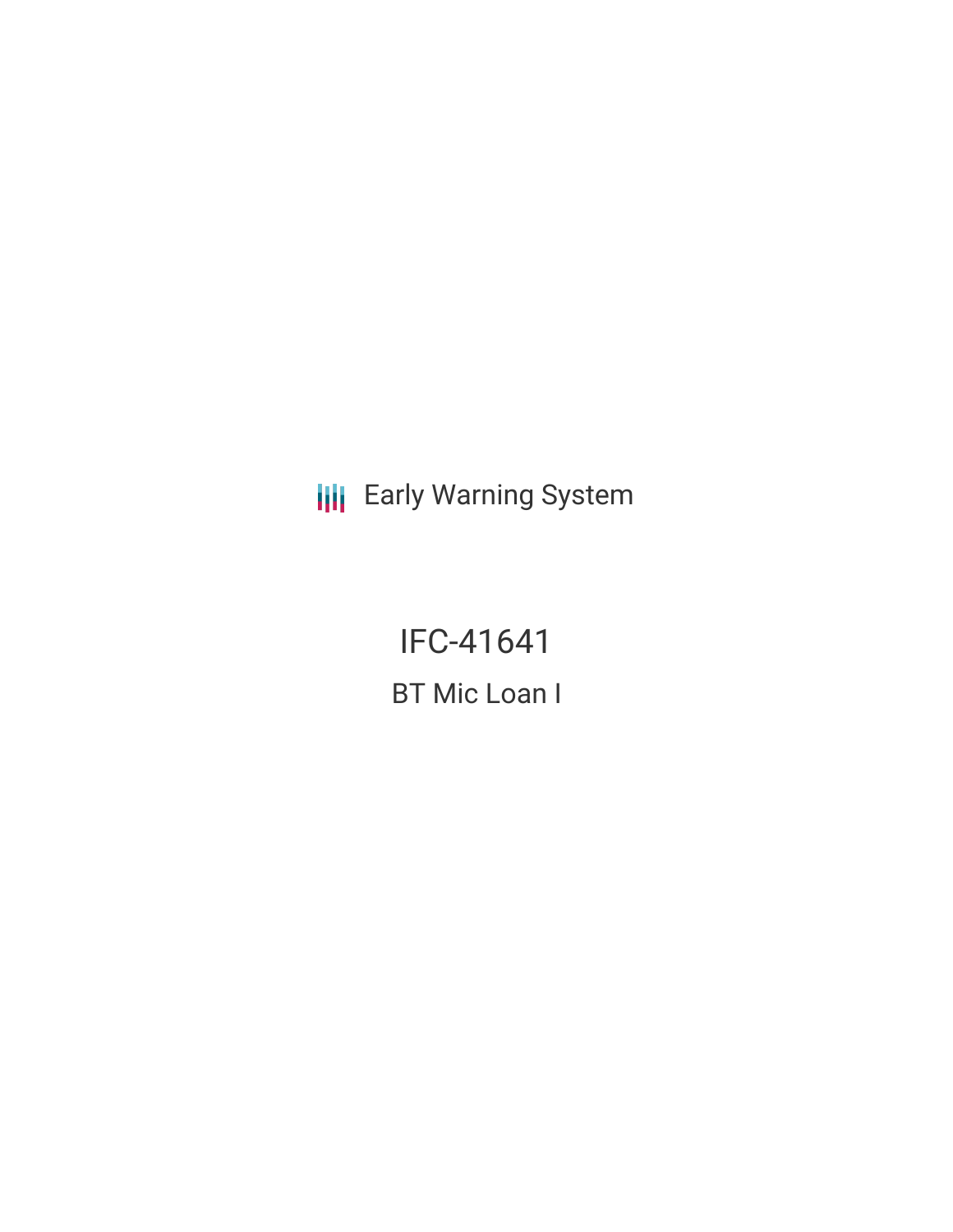Early Warning System

# IFC-41641

## BT Mic Loan I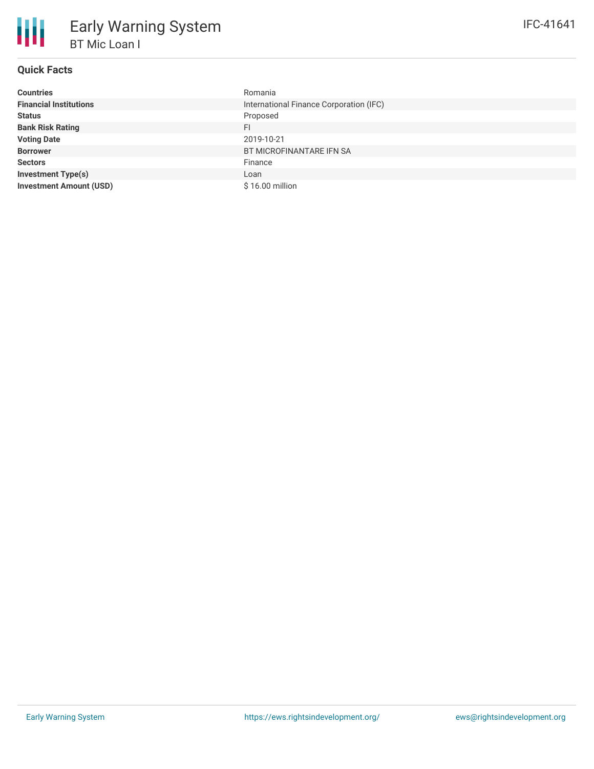# Early Warning System

## BT Mic Loan I

IFC-41641

### Quick Facts

| | |
|---|---|
| **Countries** | Romania |
| **Financial Institutions** | International Finance Corporation (IFC) |
| **Status** | Proposed |
| **Bank Risk Rating** | FI |
| **Voting Date** | 2019-10-21 |
| **Borrower** | BT MICROFINANTARE IFN SA |
| **Sectors** | Finance |
| **Investment Type(s)** | Loan |
| **Investment Amount (USD)** | $ 16.00 million |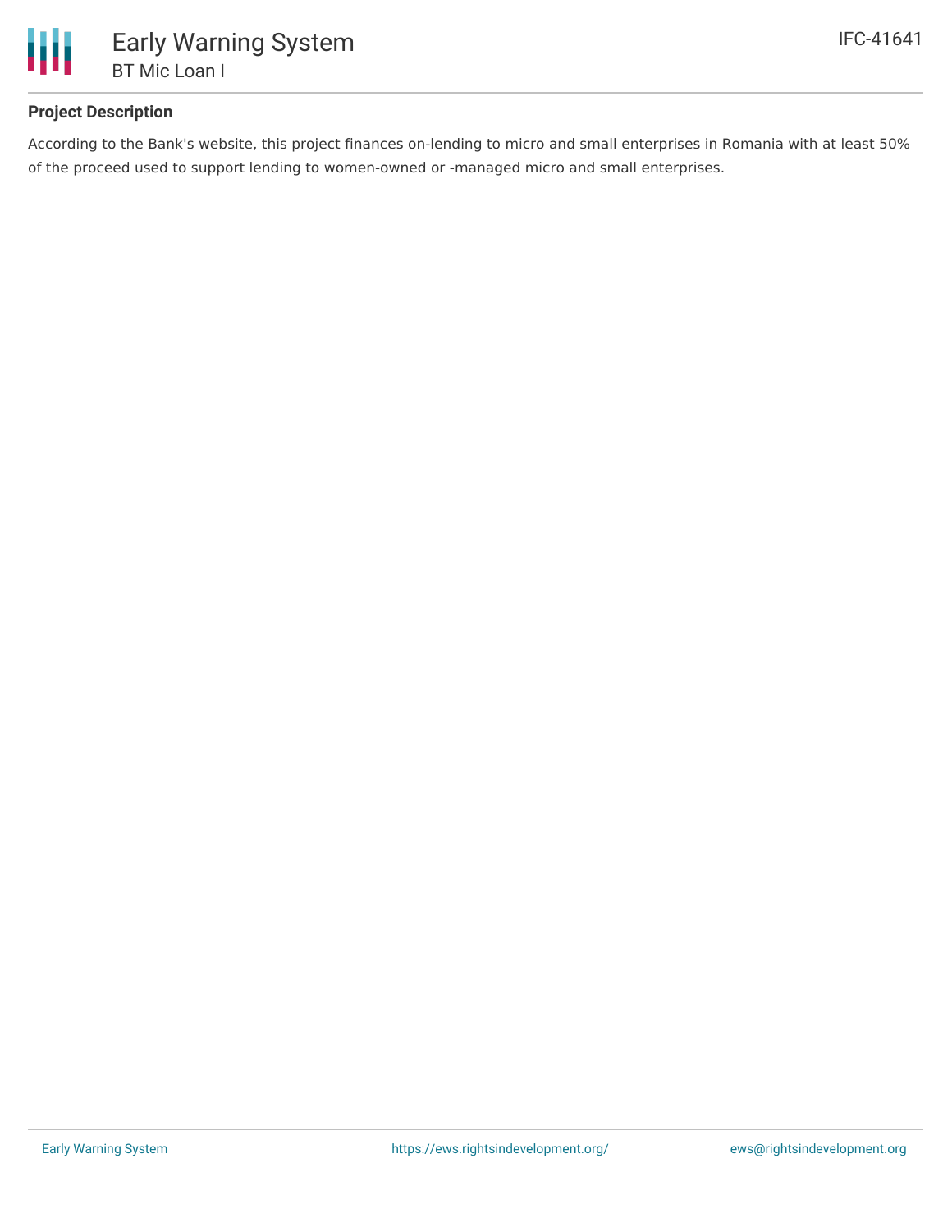## Project Description

According to the Bank's website, this project finances on-lending to micro and small enterprises in Romania with at least 50% of the proceed used to support lending to women-owned or -managed micro and small enterprises.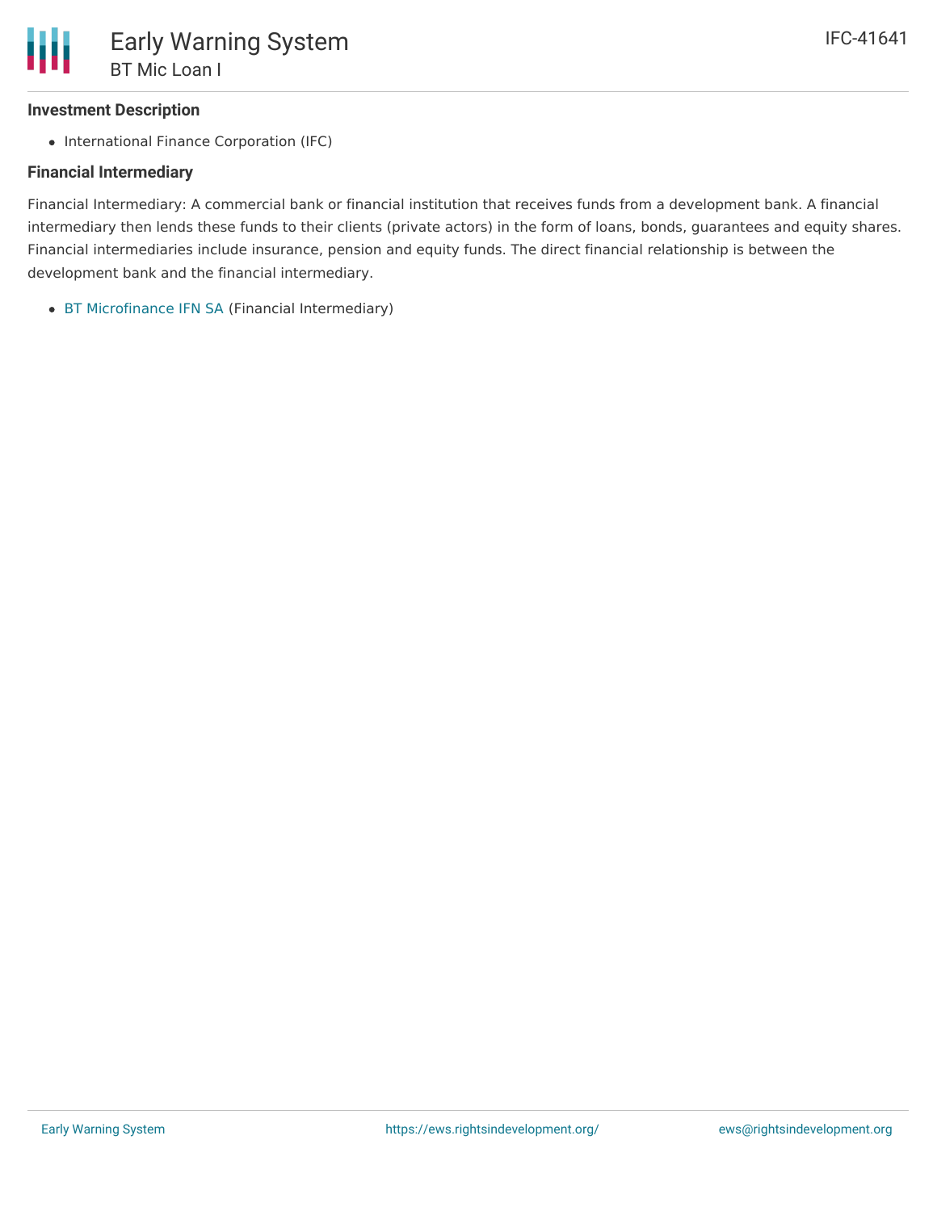### Investment Description

- International Finance Corporation (IFC)

### Financial Intermediary

Financial Intermediary: A commercial bank or financial institution that receives funds from a development bank. A financial intermediary then lends these funds to their clients (private actors) in the form of loans, bonds, guarantees and equity shares. Financial intermediaries include insurance, pension and equity funds. The direct financial relationship is between the development bank and the financial intermediary.

- BT Microfinance IFN SA (Financial Intermediary)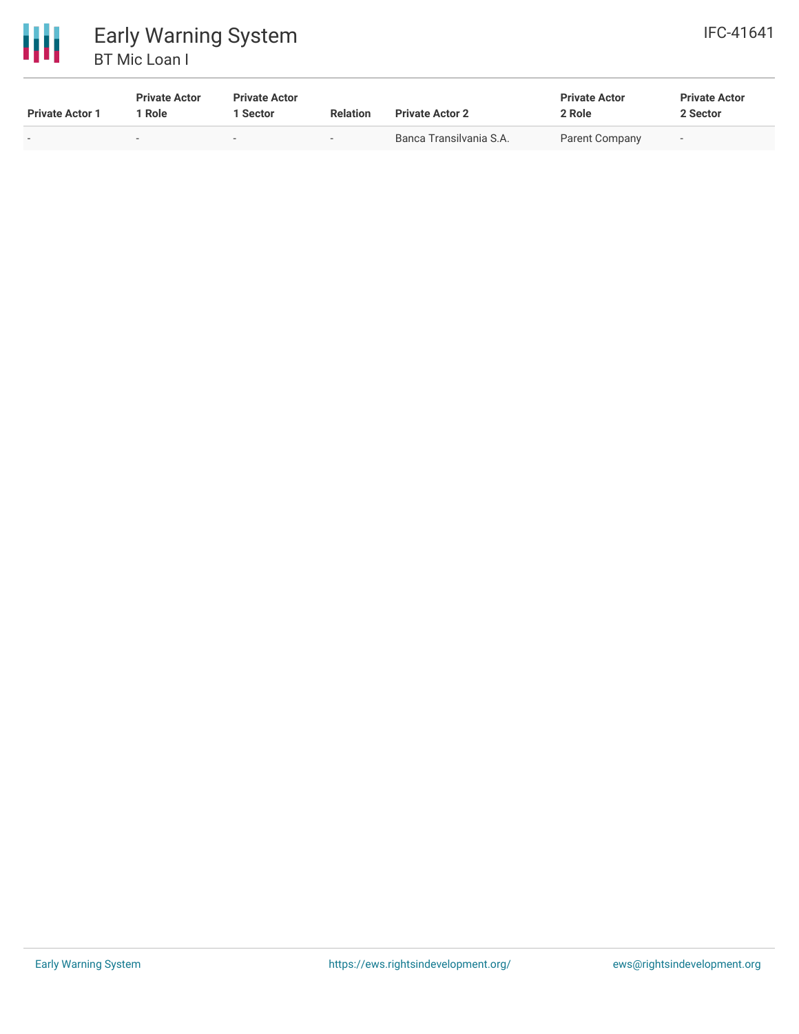| Private Actor 1 | Private Actor 1 Role | Private Actor 1 Sector | Relation | Private Actor 2 | Private Actor 2 Role | Private Actor 2 Sector |
|---|---|---|---|---|---|---|
| - | - | - | - | Banca Transilvania S.A. | Parent Company | - |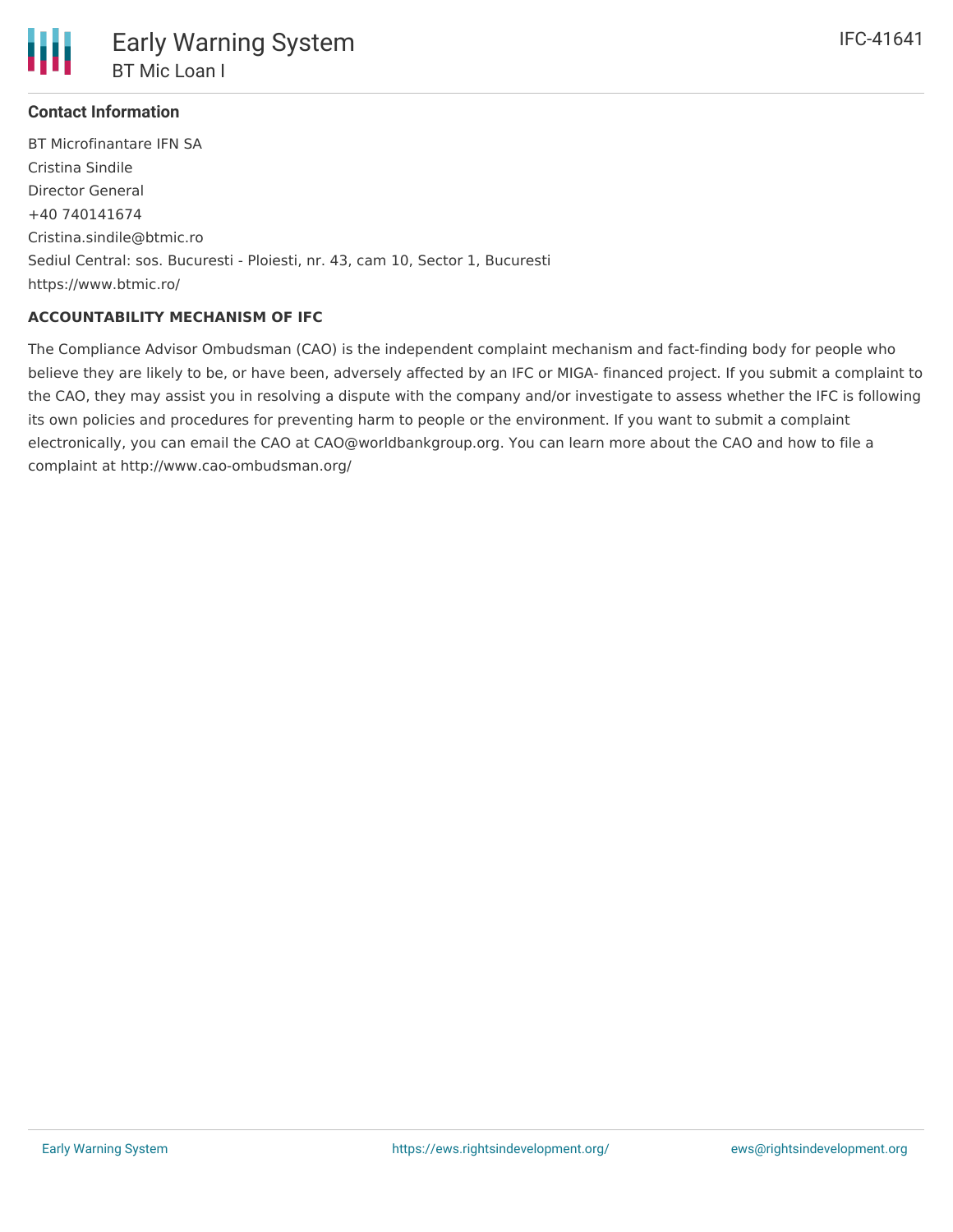## Contact Information

BT Microfinantare IFN SA
Cristina Sindile
Director General
+40 740141674
Cristina.sindile@btmic.ro
Sediul Central: sos. Bucuresti - Ploiesti, nr. 43, cam 10, Sector 1, Bucuresti
https://www.btmic.ro/

**ACCOUNTABILITY MECHANISM OF IFC**

The Compliance Advisor Ombudsman (CAO) is the independent complaint mechanism and fact-finding body for people who believe they are likely to be, or have been, adversely affected by an IFC or MIGA- financed project. If you submit a complaint to the CAO, they may assist you in resolving a dispute with the company and/or investigate to assess whether the IFC is following its own policies and procedures for preventing harm to people or the environment. If you want to submit a complaint electronically, you can email the CAO at CAO@worldbankgroup.org. You can learn more about the CAO and how to file a complaint at http://www.cao-ombudsman.org/